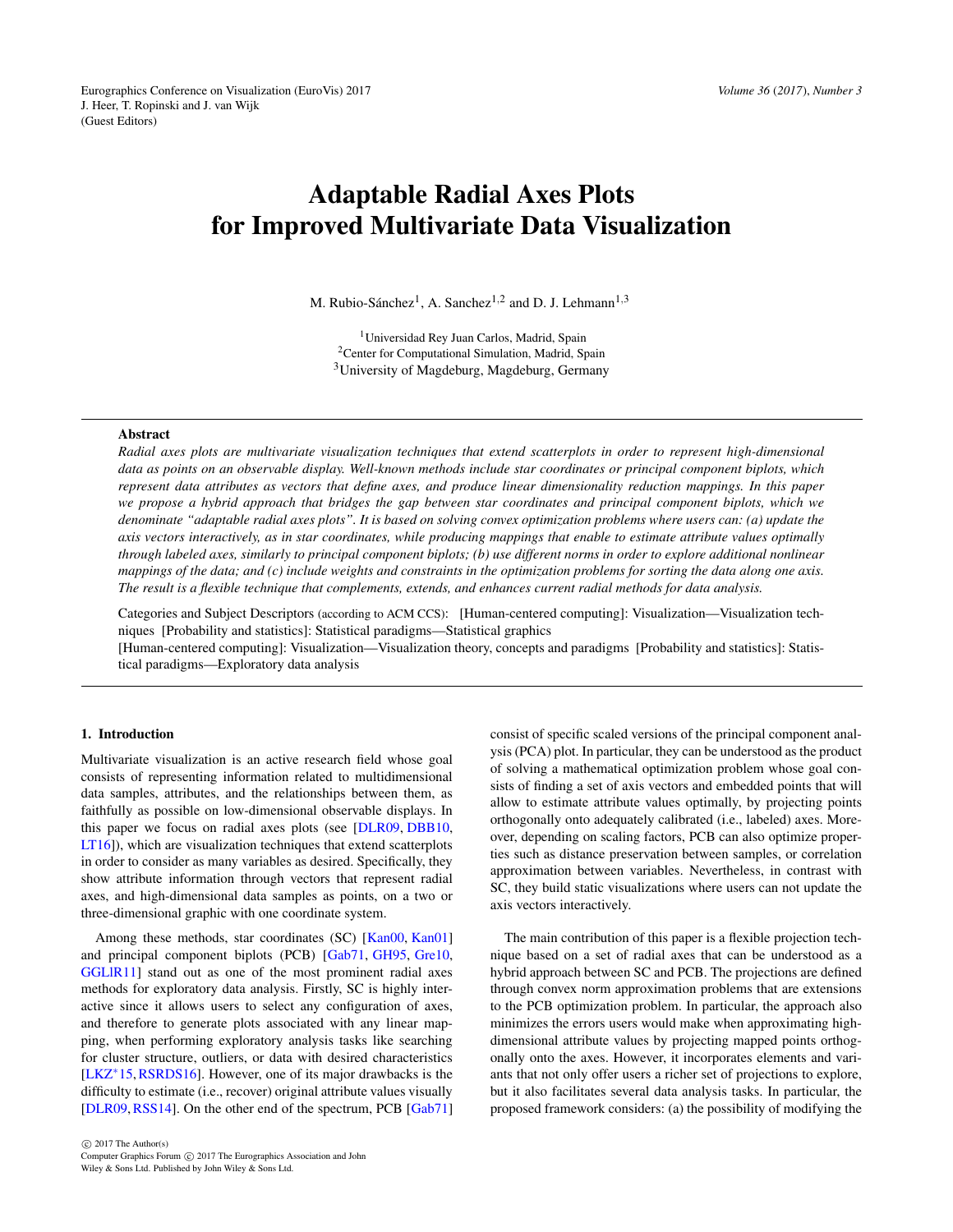# Adaptable Radial Axes Plots for Improved Multivariate Data Visualization

M. Rubio-Sánchez[1], A. Sanchez[1,2] and D. J. Lehmann[1,3]

[1]Universidad Rey Juan Carlos, Madrid, Spain
[2]Center for Computational Simulation, Madrid, Spain
[3]University of Magdeburg, Magdeburg, Germany

## Abstract

*Radial axes plots are multivariate visualization techniques that extend scatterplots in order to represent high-dimensional data as points on an observable display. Well-known methods include star coordinates or principal component biplots, which represent data attributes as vectors that define axes, and produce linear dimensionality reduction mappings. In this paper we propose a hybrid approach that bridges the gap between star coordinates and principal component biplots, which we denominate "adaptable radial axes plots". It is based on solving convex optimization problems where users can: (a) update the axis vectors interactively, as in star coordinates, while producing mappings that enable to estimate attribute values optimally through labeled axes, similarly to principal component biplots; (b) use different norms in order to explore additional nonlinear mappings of the data; and (c) include weights and constraints in the optimization problems for sorting the data along one axis. The result is a flexible technique that complements, extends, and enhances current radial methods for data analysis.*

Categories and Subject Descriptors (according to ACM CCS): [Human-centered computing]: Visualization—Visualization techniques [Probability and statistics]: Statistical paradigms—Statistical graphics
[Human-centered computing]: Visualization—Visualization theory, concepts and paradigms [Probability and statistics]: Statistical paradigms—Exploratory data analysis

## 1. Introduction

Multivariate visualization is an active research field whose goal consists of representing information related to multidimensional data samples, attributes, and the relationships between them, as faithfully as possible on low-dimensional observable displays. In this paper we focus on radial axes plots (see [DLR09, DBB10, LT16]), which are visualization techniques that extend scatterplots in order to consider as many variables as desired. Specifically, they show attribute information through vectors that represent radial axes, and high-dimensional data samples as points, on a two or three-dimensional graphic with one coordinate system.

Among these methods, star coordinates (SC) [Kan00, Kan01] and principal component biplots (PCB) [Gab71, GH95, Gre10, GGLlR11] stand out as one of the most prominent radial axes methods for exploratory data analysis. Firstly, SC is highly interactive since it allows users to select any configuration of axes, and therefore to generate plots associated with any linear mapping, when performing exploratory analysis tasks like searching for cluster structure, outliers, or data with desired characteristics [LKZ*15, RSRDS16]. However, one of its major drawbacks is the difficulty to estimate (i.e., recover) original attribute values visually [DLR09, RSS14]. On the other end of the spectrum, PCB [Gab71] consist of specific scaled versions of the principal component analysis (PCA) plot. In particular, they can be understood as the product of solving a mathematical optimization problem whose goal consists of finding a set of axis vectors and embedded points that will allow to estimate attribute values optimally, by projecting points orthogonally onto adequately calibrated (i.e., labeled) axes. Moreover, depending on scaling factors, PCB can also optimize properties such as distance preservation between samples, or correlation approximation between variables. Nevertheless, in contrast with SC, they build static visualizations where users can not update the axis vectors interactively.

The main contribution of this paper is a flexible projection technique based on a set of radial axes that can be understood as a hybrid approach between SC and PCB. The projections are defined through convex norm approximation problems that are extensions to the PCB optimization problem. In particular, the approach also minimizes the errors users would make when approximating high-dimensional attribute values by projecting mapped points orthogonally onto the axes. However, it incorporates elements and variants that not only offer users a richer set of projections to explore, but it also facilitates several data analysis tasks. In particular, the proposed framework considers: (a) the possibility of modifying the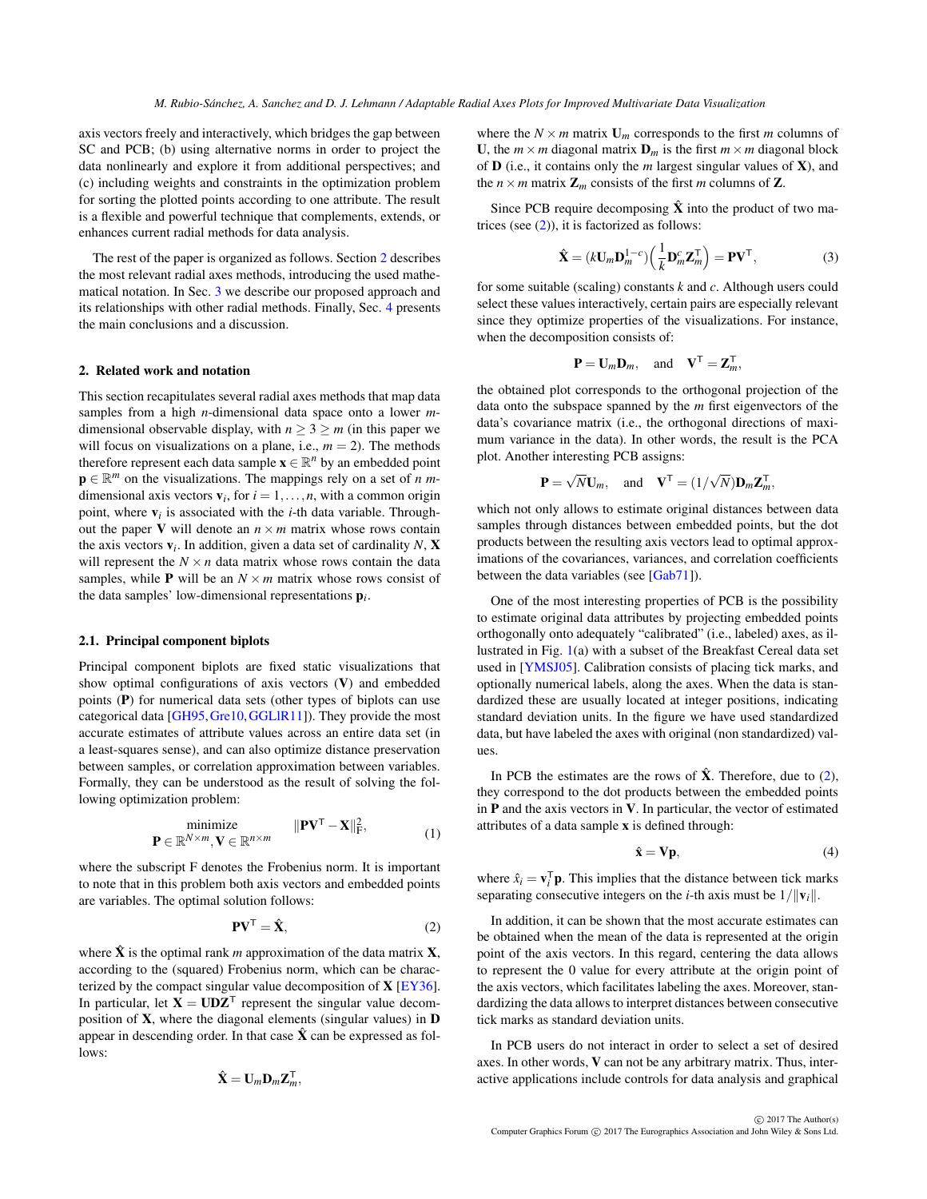axis vectors freely and interactively, which bridges the gap between SC and PCB; (b) using alternative norms in order to project the data nonlinearly and explore it from additional perspectives; and (c) including weights and constraints in the optimization problem for sorting the plotted points according to one attribute. The result is a flexible and powerful technique that complements, extends, or enhances current radial methods for data analysis.

The rest of the paper is organized as follows. Section 2 describes the most relevant radial axes methods, introducing the used mathematical notation. In Sec. 3 we describe our proposed approach and its relationships with other radial methods. Finally, Sec. 4 presents the main conclusions and a discussion.

## 2. Related work and notation

This section recapitulates several radial axes methods that map data samples from a high $n$-dimensional data space onto a lower $m$-dimensional observable display, with $n \geq 3 \geq m$ (in this paper we will focus on visualizations on a plane, i.e., $m = 2$). The methods therefore represent each data sample $\mathbf{x} \in \mathbb{R}^n$ by an embedded point $\mathbf{p} \in \mathbb{R}^m$ on the visualizations. The mappings rely on a set of $n$ $m$-dimensional axis vectors $\mathbf{v}_i$, for $i = 1, \ldots, n$, with a common origin point, where $\mathbf{v}_i$ is associated with the $i$-th data variable. Throughout the paper $\mathbf{V}$ will denote an $n \times m$ matrix whose rows contain the axis vectors $\mathbf{v}_i$. In addition, given a data set of cardinality $N$, $\mathbf{X}$ will represent the $N \times n$ data matrix whose rows contain the data samples, while $\mathbf{P}$ will be an $N \times m$ matrix whose rows consist of the data samples' low-dimensional representations $\mathbf{p}_i$.

### 2.1. Principal component biplots

Principal component biplots are fixed static visualizations that show optimal configurations of axis vectors ($\mathbf{V}$) and embedded points ($\mathbf{P}$) for numerical data sets (other types of biplots can use categorical data [GH95, Gre10, GGLlR11]). They provide the most accurate estimates of attribute values across an entire data set (in a least-squares sense), and can also optimize distance preservation between samples, or correlation approximation between variables. Formally, they can be understood as the result of solving the following optimization problem:

$$\underset{\mathbf{P} \in \mathbb{R}^{N \times m}, \mathbf{V} \in \mathbb{R}^{n \times m}}{\text{minimize}} \quad \|\mathbf{P}\mathbf{V}^\top - \mathbf{X}\|_\text{F}^2, \tag{1}$$

where the subscript F denotes the Frobenius norm. It is important to note that in this problem both axis vectors and embedded points are variables. The optimal solution follows:

$$\mathbf{P}\mathbf{V}^\top = \hat{\mathbf{X}}, \tag{2}$$

where $\hat{\mathbf{X}}$ is the optimal rank $m$ approximation of the data matrix $\mathbf{X}$, according to the (squared) Frobenius norm, which can be characterized by the compact singular value decomposition of $\mathbf{X}$ [EY36]. In particular, let $\mathbf{X} = \mathbf{U}\mathbf{D}\mathbf{Z}^\top$ represent the singular value decomposition of $\mathbf{X}$, where the diagonal elements (singular values) in $\mathbf{D}$ appear in descending order. In that case $\hat{\mathbf{X}}$ can be expressed as follows:

$$\hat{\mathbf{X}} = \mathbf{U}_m\mathbf{D}_m\mathbf{Z}_m^\top,$$

where the $N \times m$ matrix $\mathbf{U}_m$ corresponds to the first $m$ columns of $\mathbf{U}$, the $m \times m$ diagonal matrix $\mathbf{D}_m$ is the first $m \times m$ diagonal block of $\mathbf{D}$ (i.e., it contains only the $m$ largest singular values of $\mathbf{X}$), and the $n \times m$ matrix $\mathbf{Z}_m$ consists of the first $m$ columns of $\mathbf{Z}$.

Since PCB require decomposing $\hat{\mathbf{X}}$ into the product of two matrices (see (2)), it is factorized as follows:

$$\hat{\mathbf{X}} = (k\mathbf{U}_m\mathbf{D}_m^{1-c})\left(\frac{1}{k}\mathbf{D}_m^c\mathbf{Z}_m^\top\right) = \mathbf{P}\mathbf{V}^\top, \tag{3}$$

for some suitable (scaling) constants $k$ and $c$. Although users could select these values interactively, certain pairs are especially relevant since they optimize properties of the visualizations. For instance, when the decomposition consists of:

$$\mathbf{P} = \mathbf{U}_m\mathbf{D}_m, \quad \text{and} \quad \mathbf{V}^\top = \mathbf{Z}_m^\top,$$

the obtained plot corresponds to the orthogonal projection of the data onto the subspace spanned by the $m$ first eigenvectors of the data's covariance matrix (i.e., the orthogonal directions of maximum variance in the data). In other words, the result is the PCA plot. Another interesting PCB assigns:

$$\mathbf{P} = \sqrt{N}\mathbf{U}_m, \quad \text{and} \quad \mathbf{V}^\top = (1/\sqrt{N})\mathbf{D}_m\mathbf{Z}_m^\top,$$

which not only allows to estimate original distances between data samples through distances between embedded points, but the dot products between the resulting axis vectors lead to optimal approximations of the covariances, variances, and correlation coefficients between the data variables (see [Gab71]).

One of the most interesting properties of PCB is the possibility to estimate original data attributes by projecting embedded points orthogonally onto adequately "calibrated" (i.e., labeled) axes, as illustrated in Fig. 1(a) with a subset of the Breakfast Cereal data set used in [YMSJ05]. Calibration consists of placing tick marks, and optionally numerical labels, along the axes. When the data is standardized these are usually located at integer positions, indicating standard deviation units. In the figure we have used standardized data, but have labeled the axes with original (non standardized) values.

In PCB the estimates are the rows of $\hat{\mathbf{X}}$. Therefore, due to (2), they correspond to the dot products between the embedded points in $\mathbf{P}$ and the axis vectors in $\mathbf{V}$. In particular, the vector of estimated attributes of a data sample $\mathbf{x}$ is defined through:

$$\hat{\mathbf{x}} = \mathbf{V}\mathbf{p}, \tag{4}$$

where $\hat{x}_i = \mathbf{v}_i^\top\mathbf{p}$. This implies that the distance between tick marks separating consecutive integers on the $i$-th axis must be $1/\|\mathbf{v}_i\|$.

In addition, it can be shown that the most accurate estimates can be obtained when the mean of the data is represented at the origin point of the axis vectors. In this regard, centering the data allows to represent the 0 value for every attribute at the origin point of the axis vectors, which facilitates labeling the axes. Moreover, standardizing the data allows to interpret distances between consecutive tick marks as standard deviation units.

In PCB users do not interact in order to select a set of desired axes. In other words, $\mathbf{V}$ can not be any arbitrary matrix. Thus, interactive applications include controls for data analysis and graphical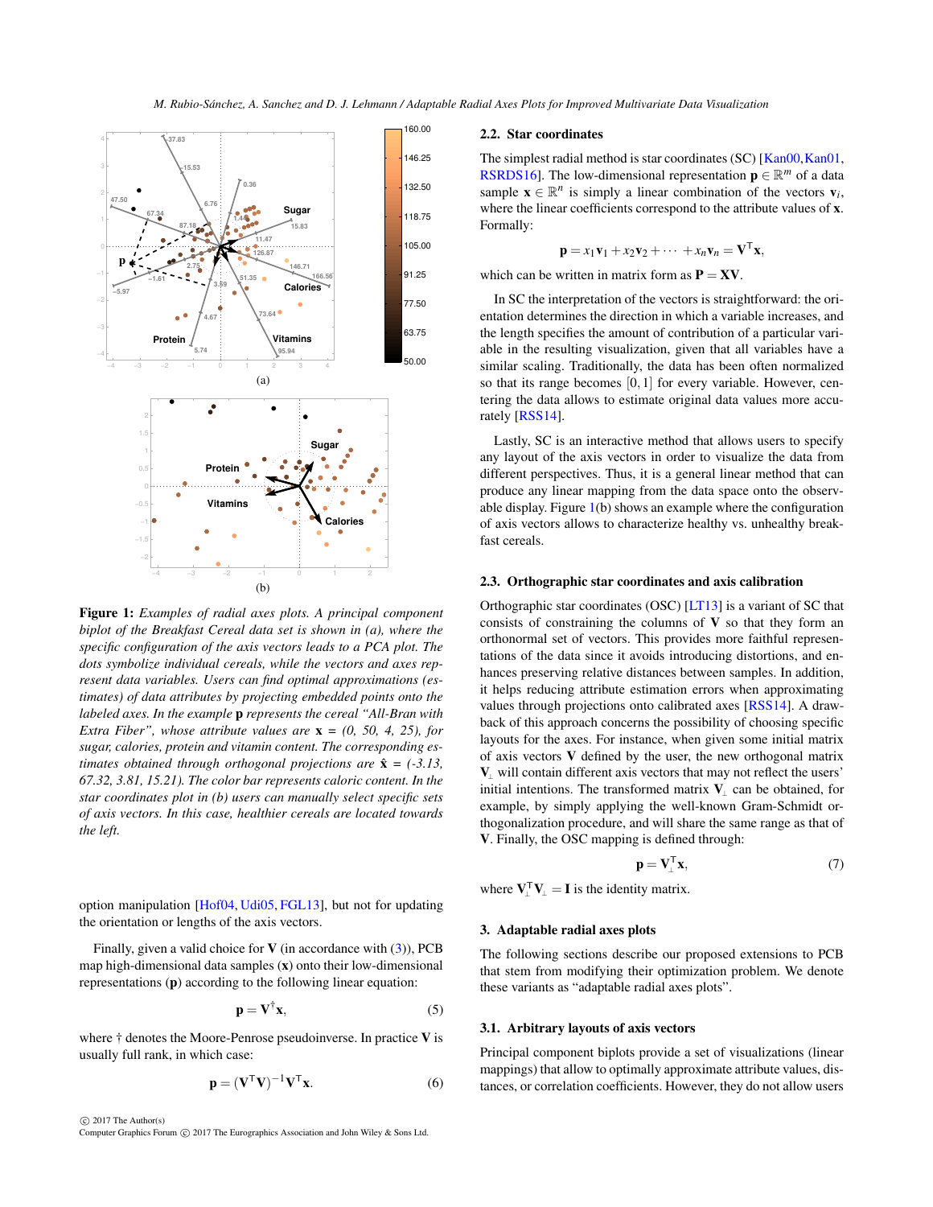Figure 1: *Examples of radial axes plots. A principal component biplot of the Breakfast Cereal data set is shown in (a), where the specific configuration of the axis vectors leads to a PCA plot. The dots symbolize individual cereals, while the vectors and axes represent data variables. Users can find optimal approximations (estimates) of data attributes by projecting embedded points onto the labeled axes. In the example* **p** *represents the cereal "All-Bran with Extra Fiber", whose attribute values are* **x** *= (0, 50, 4, 25), for sugar, calories, protein and vitamin content. The corresponding estimates obtained through orthogonal projections are* $\hat{\mathbf{x}}$ *= (-3.13, 67.32, 3.81, 15.21). The color bar represents caloric content. In the star coordinates plot in (b) users can manually select specific sets of axis vectors. In this case, healthier cereals are located towards the left.*

option manipulation [Hof04, Udi05, FGL13], but not for updating the orientation or lengths of the axis vectors.

Finally, given a valid choice for $\mathbf{V}$ (in accordance with (3)), PCB map high-dimensional data samples ($\mathbf{x}$) onto their low-dimensional representations ($\mathbf{p}$) according to the following linear equation:

$$\mathbf{p} = \mathbf{V}^{\dagger}\mathbf{x}, \tag{5}$$

where $\dagger$ denotes the Moore-Penrose pseudoinverse. In practice $\mathbf{V}$ is usually full rank, in which case:

$$\mathbf{p} = (\mathbf{V}^{\mathsf{T}}\mathbf{V})^{-1}\mathbf{V}^{\mathsf{T}}\mathbf{x}. \tag{6}$$

### 2.2. Star coordinates

The simplest radial method is star coordinates (SC) [Kan00, Kan01, RSRDS16]. The low-dimensional representation $\mathbf{p} \in \mathbb{R}^m$ of a data sample $\mathbf{x} \in \mathbb{R}^n$ is simply a linear combination of the vectors $\mathbf{v}_i$, where the linear coefficients correspond to the attribute values of $\mathbf{x}$. Formally:

$$\mathbf{p} = x_1\mathbf{v}_1 + x_2\mathbf{v}_2 + \cdots + x_n\mathbf{v}_n = \mathbf{V}^{\mathsf{T}}\mathbf{x},$$

which can be written in matrix form as $\mathbf{P} = \mathbf{XV}$.

In SC the interpretation of the vectors is straightforward: the orientation determines the direction in which a variable increases, and the length specifies the amount of contribution of a particular variable in the resulting visualization, given that all variables have a similar scaling. Traditionally, the data has been often normalized so that its range becomes $[0,1]$ for every variable. However, centering the data allows to estimate original data values more accurately [RSS14].

Lastly, SC is an interactive method that allows users to specify any layout of the axis vectors in order to visualize the data from different perspectives. Thus, it is a general linear method that can produce any linear mapping from the data space onto the observable display. Figure 1(b) shows an example where the configuration of axis vectors allows to characterize healthy vs. unhealthy breakfast cereals.

### 2.3. Orthographic star coordinates and axis calibration

Orthographic star coordinates (OSC) [LT13] is a variant of SC that consists of constraining the columns of $\mathbf{V}$ so that they form an orthonormal set of vectors. This provides more faithful representations of the data since it avoids introducing distortions, and enhances preserving relative distances between samples. In addition, it helps reducing attribute estimation errors when approximating values through projections onto calibrated axes [RSS14]. A drawback of this approach concerns the possibility of choosing specific layouts for the axes. For instance, when given some initial matrix of axis vectors $\mathbf{V}$ defined by the user, the new orthogonal matrix $\mathbf{V}_{\perp}$ will contain different axis vectors that may not reflect the users' initial intentions. The transformed matrix $\mathbf{V}_{\perp}$ can be obtained, for example, by simply applying the well-known Gram-Schmidt orthogonalization procedure, and will share the same range as that of $\mathbf{V}$. Finally, the OSC mapping is defined through:

$$\mathbf{p} = \mathbf{V}_{\perp}^{\mathsf{T}}\mathbf{x}, \tag{7}$$

where $\mathbf{V}_{\perp}^{\mathsf{T}}\mathbf{V}_{\perp} = \mathbf{I}$ is the identity matrix.

## 3. Adaptable radial axes plots

The following sections describe our proposed extensions to PCB that stem from modifying their optimization problem. We denote these variants as "adaptable radial axes plots".

### 3.1. Arbitrary layouts of axis vectors

Principal component biplots provide a set of visualizations (linear mappings) that allow to optimally approximate attribute values, distances, or correlation coefficients. However, they do not allow users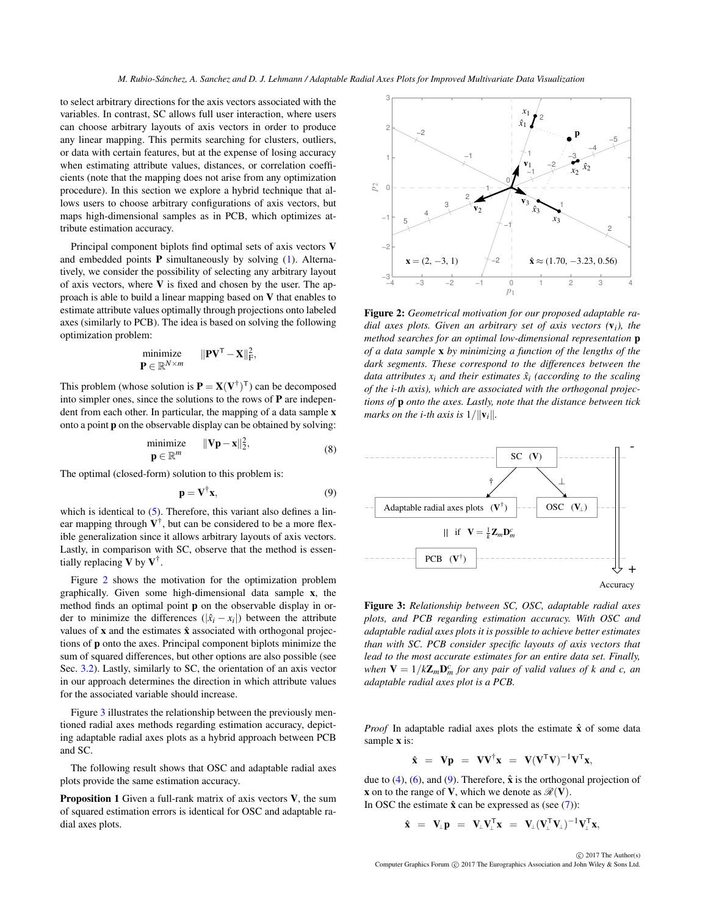to select arbitrary directions for the axis vectors associated with the variables. In contrast, SC allows full user interaction, where users can choose arbitrary layouts of axis vectors in order to produce any linear mapping. This permits searching for clusters, outliers, or data with certain features, but at the expense of losing accuracy when estimating attribute values, distances, or correlation coefficients (note that the mapping does not arise from any optimization procedure). In this section we explore a hybrid technique that allows users to choose arbitrary configurations of axis vectors, but maps high-dimensional samples as in PCB, which optimizes attribute estimation accuracy.

Principal component biplots find optimal sets of axis vectors $\mathbf{V}$ and embedded points $\mathbf{P}$ simultaneously by solving (1). Alternatively, we consider the possibility of selecting any arbitrary layout of axis vectors, where $\mathbf{V}$ is fixed and chosen by the user. The approach is able to build a linear mapping based on $\mathbf{V}$ that enables to estimate attribute values optimally through projections onto labeled axes (similarly to PCB). The idea is based on solving the following optimization problem:

$$\underset{\mathbf{P} \in \mathbb{R}^{N \times m}}{\text{minimize}} \quad \|\mathbf{P}\mathbf{V}^\mathsf{T} - \mathbf{X}\|_\mathrm{F}^2,$$

This problem (whose solution is $\mathbf{P} = \mathbf{X}(\mathbf{V}^\dagger)^\mathsf{T}$) can be decomposed into simpler ones, since the solutions to the rows of $\mathbf{P}$ are independent from each other. In particular, the mapping of a data sample $\mathbf{x}$ onto a point $\mathbf{p}$ on the observable display can be obtained by solving:

$$\underset{\mathbf{p} \in \mathbb{R}^{m}}{\text{minimize}} \quad \|\mathbf{V}\mathbf{p} - \mathbf{x}\|_2^2, \tag{8}$$

The optimal (closed-form) solution to this problem is:

$$\mathbf{p} = \mathbf{V}^\dagger \mathbf{x}, \tag{9}$$

which is identical to (5). Therefore, this variant also defines a linear mapping through $\mathbf{V}^\dagger$, but can be considered to be a more flexible generalization since it allows arbitrary layouts of axis vectors. Lastly, in comparison with SC, observe that the method is essentially replacing $\mathbf{V}$ by $\mathbf{V}^\dagger$.

Figure 2 shows the motivation for the optimization problem graphically. Given some high-dimensional data sample $\mathbf{x}$, the method finds an optimal point $\mathbf{p}$ on the observable display in order to minimize the differences ($|\hat{x}_i - x_i|$) between the attribute values of $\mathbf{x}$ and the estimates $\hat{\mathbf{x}}$ associated with orthogonal projections of $\mathbf{p}$ onto the axes. Principal component biplots minimize the sum of squared differences, but other options are also possible (see Sec. 3.2). Lastly, similarly to SC, the orientation of an axis vector in our approach determines the direction in which attribute values for the associated variable should increase.

Figure 3 illustrates the relationship between the previously mentioned radial axes methods regarding estimation accuracy, depicting adaptable radial axes plots as a hybrid approach between PCB and SC.

The following result shows that OSC and adaptable radial axes plots provide the same estimation accuracy.

**Proposition 1** Given a full-rank matrix of axis vectors $\mathbf{V}$, the sum of squared estimation errors is identical for OSC and adaptable radial axes plots.

**Figure 2:** *Geometrical motivation for our proposed adaptable radial axes plots. Given an arbitrary set of axis vectors ($\mathbf{v}_i$), the method searches for an optimal low-dimensional representation $\mathbf{p}$ of a data sample $\mathbf{x}$ by minimizing a function of the lengths of the dark segments. These correspond to the differences between the data attributes $x_i$ and their estimates $\hat{x}_i$ (according to the scaling of the i-th axis), which are associated with the orthogonal projections of $\mathbf{p}$ onto the axes. Lastly, note that the distance between tick marks on the i-th axis is $1/\|\mathbf{v}_i\|$.*

**Figure 3:** *Relationship between SC, OSC, adaptable radial axes plots, and PCB regarding estimation accuracy. With OSC and adaptable radial axes plots it is possible to achieve better estimates than with SC. PCB consider specific layouts of axis vectors that lead to the most accurate estimates for an entire data set. Finally, when $\mathbf{V} = 1/k\mathbf{Z}_m\mathbf{D}_m^c$ for any pair of valid values of $k$ and $c$, an adaptable radial axes plot is a PCB.*

*Proof* In adaptable radial axes plots the estimate $\hat{\mathbf{x}}$ of some data sample $\mathbf{x}$ is:

$$\hat{\mathbf{x}} \;=\; \mathbf{V}\mathbf{p} \;=\; \mathbf{V}\mathbf{V}^\dagger\mathbf{x} \;=\; \mathbf{V}(\mathbf{V}^\mathsf{T}\mathbf{V})^{-1}\mathbf{V}^\mathsf{T}\mathbf{x},$$

due to (4), (6), and (9). Therefore, $\hat{\mathbf{x}}$ is the orthogonal projection of $\mathbf{x}$ on to the range of $\mathbf{V}$, which we denote as $\mathscr{R}(\mathbf{V})$.
In OSC the estimate $\hat{\mathbf{x}}$ can be expressed as (see (7)):

$$\hat{\mathbf{x}} \;=\; \mathbf{V}_\perp\mathbf{p} \;=\; \mathbf{V}_\perp\mathbf{V}_\perp^\mathsf{T}\mathbf{x} \;=\; \mathbf{V}_\perp(\mathbf{V}_\perp^\mathsf{T}\mathbf{V}_\perp)^{-1}\mathbf{V}_\perp^\mathsf{T}\mathbf{x},$$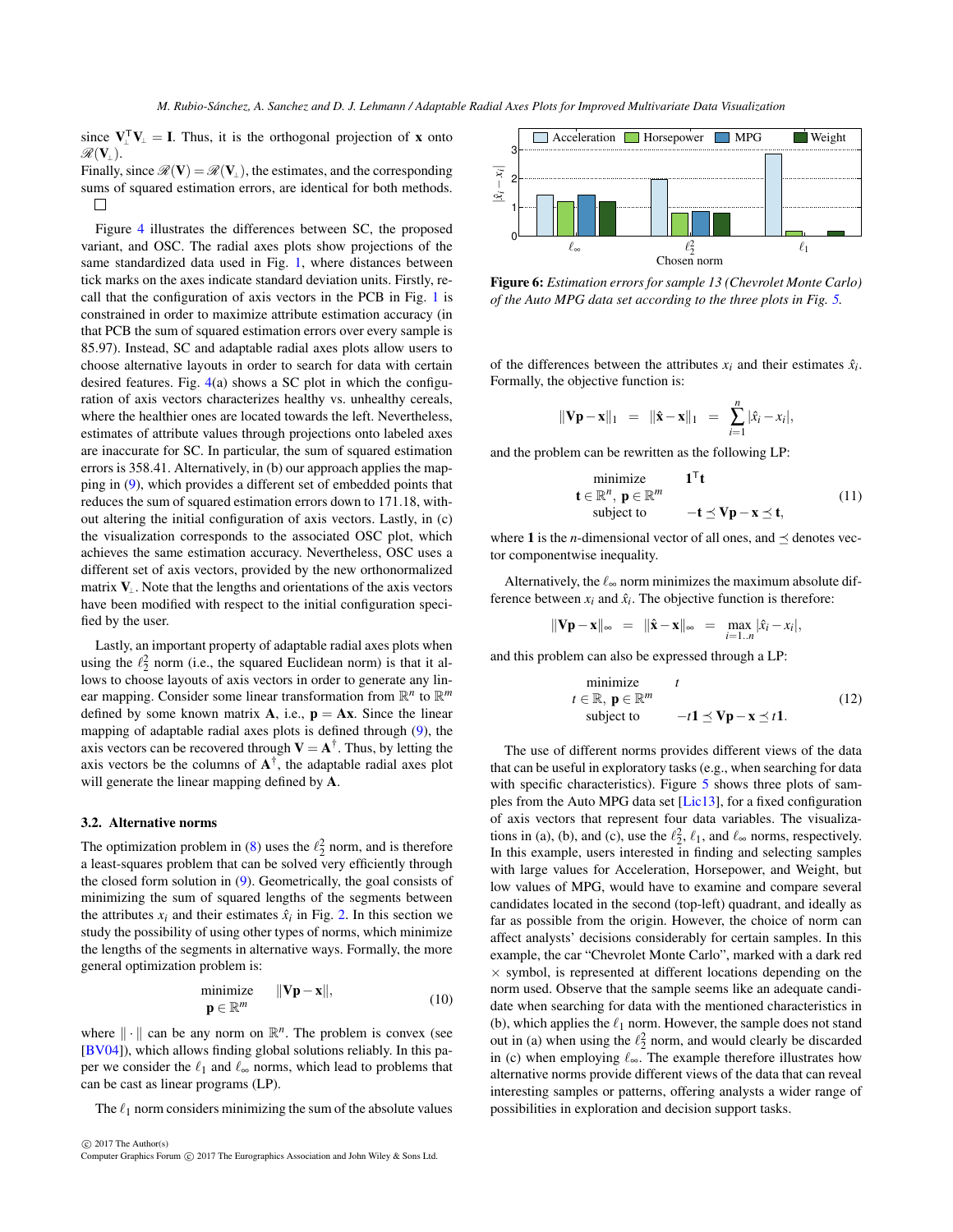since $\mathbf{V}_\perp^\mathsf{T}\mathbf{V}_\perp = \mathbf{I}$. Thus, it is the orthogonal projection of $\mathbf{x}$ onto $\mathscr{R}(\mathbf{V}_\perp)$.

Finally, since $\mathscr{R}(\mathbf{V}) = \mathscr{R}(\mathbf{V}_\perp)$, the estimates, and the corresponding sums of squared estimation errors, are identical for both methods. □

Figure 4 illustrates the differences between SC, the proposed variant, and OSC. The radial axes plots show projections of the same standardized data used in Fig. 1, where distances between tick marks on the axes indicate standard deviation units. Firstly, recall that the configuration of axis vectors in the PCB in Fig. 1 is constrained in order to maximize attribute estimation accuracy (in that PCB the sum of squared estimation errors over every sample is 85.97). Instead, SC and adaptable radial axes plots allow users to choose alternative layouts in order to search for data with certain desired features. Fig. 4(a) shows a SC plot in which the configuration of axis vectors characterizes healthy vs. unhealthy cereals, where the healthier ones are located towards the left. Nevertheless, estimates of attribute values through projections onto labeled axes are inaccurate for SC. In particular, the sum of squared estimation errors is 358.41. Alternatively, in (b) our approach applies the mapping in (9), which provides a different set of embedded points that reduces the sum of squared estimation errors down to 171.18, without altering the initial configuration of axis vectors. Lastly, in (c) the visualization corresponds to the associated OSC plot, which achieves the same estimation accuracy. Nevertheless, OSC uses a different set of axis vectors, provided by the new orthonormalized matrix $\mathbf{V}_\perp$. Note that the lengths and orientations of the axis vectors have been modified with respect to the initial configuration specified by the user.

Lastly, an important property of adaptable radial axes plots when using the $\ell_2^2$ norm (i.e., the squared Euclidean norm) is that it allows to choose layouts of axis vectors in order to generate any linear mapping. Consider some linear transformation from $\mathbb{R}^n$ to $\mathbb{R}^m$ defined by some known matrix $\mathbf{A}$, i.e., $\mathbf{p} = \mathbf{A}\mathbf{x}$. Since the linear mapping of adaptable radial axes plots is defined through (9), the axis vectors can be recovered through $\mathbf{V} = \mathbf{A}^\dagger$. Thus, by letting the axis vectors be the columns of $\mathbf{A}^\dagger$, the adaptable radial axes plot will generate the linear mapping defined by $\mathbf{A}$.

### 3.2. Alternative norms

The optimization problem in (8) uses the $\ell_2^2$ norm, and is therefore a least-squares problem that can be solved very efficiently through the closed form solution in (9). Geometrically, the goal consists of minimizing the sum of squared lengths of the segments between the attributes $x_i$ and their estimates $\hat{x}_i$ in Fig. 2. In this section we study the possibility of using other types of norms, which minimize the lengths of the segments in alternative ways. Formally, the more general optimization problem is:

$$\underset{\mathbf{p}\in\mathbb{R}^m}{\text{minimize}} \quad \|\mathbf{V}\mathbf{p}-\mathbf{x}\|, \tag{10}$$

where $\|\cdot\|$ can be any norm on $\mathbb{R}^n$. The problem is convex (see [BV04]), which allows finding global solutions reliably. In this paper we consider the $\ell_1$ and $\ell_\infty$ norms, which lead to problems that can be cast as linear programs (LP).

The $\ell_1$ norm considers minimizing the sum of the absolute values of the differences between the attributes $x_i$ and their estimates $\hat{x}_i$. Formally, the objective function is:

$$\|\mathbf{V}\mathbf{p}-\mathbf{x}\|_1 \;=\; \|\hat{\mathbf{x}}-\mathbf{x}\|_1 \;=\; \sum_{i=1}^{n}|\hat{x}_i - x_i|,$$

and the problem can be rewritten as the following LP:

$$\begin{array}{ll}\underset{\mathbf{t}\in\mathbb{R}^n,\ \mathbf{p}\in\mathbb{R}^m}{\text{minimize}} & \mathbf{1}^\mathsf{T}\mathbf{t}\\ \text{subject to} & -\mathbf{t}\preceq \mathbf{V}\mathbf{p}-\mathbf{x}\preceq\mathbf{t},\end{array} \tag{11}$$

where $\mathbf{1}$ is the $n$-dimensional vector of all ones, and $\preceq$ denotes vector componentwise inequality.

Alternatively, the $\ell_\infty$ norm minimizes the maximum absolute difference between $x_i$ and $\hat{x}_i$. The objective function is therefore:

$$\|\mathbf{V}\mathbf{p}-\mathbf{x}\|_\infty \;=\; \|\hat{\mathbf{x}}-\mathbf{x}\|_\infty \;=\; \max_{i=1..n}|\hat{x}_i - x_i|,$$

and this problem can also be expressed through a LP:

$$\begin{array}{ll}\underset{t\in\mathbb{R},\ \mathbf{p}\in\mathbb{R}^m}{\text{minimize}} & t\\ \text{subject to} & -t\mathbf{1}\preceq \mathbf{V}\mathbf{p}-\mathbf{x}\preceq t\mathbf{1}.\end{array} \tag{12}$$

The use of different norms provides different views of the data that can be useful in exploratory tasks (e.g., when searching for data with specific characteristics). Figure 5 shows three plots of samples from the Auto MPG data set [Lic13], for a fixed configuration of axis vectors that represent four data variables. The visualizations in (a), (b), and (c), use the $\ell_2^2$, $\ell_1$, and $\ell_\infty$ norms, respectively. In this example, users interested in finding and selecting samples with large values for Acceleration, Horsepower, and Weight, but low values of MPG, would have to examine and compare several candidates located in the second (top-left) quadrant, and ideally as far as possible from the origin. However, the choice of norm can affect analysts' decisions considerably for certain samples. In this example, the car "Chevrolet Monte Carlo", marked with a dark red $\times$ symbol, is represented at different locations depending on the norm used. Observe that the sample seems like an adequate candidate when searching for data with the mentioned characteristics in (b), which applies the $\ell_1$ norm. However, the sample does not stand out in (a) when using the $\ell_2^2$ norm, and would clearly be discarded in (c) when employing $\ell_\infty$. The example therefore illustrates how alternative norms provide different views of the data that can reveal interesting samples or patterns, offering analysts a wider range of possibilities in exploration and decision support tasks.

**Figure 6:** *Estimation errors for sample 13 (Chevrolet Monte Carlo) of the Auto MPG data set according to the three plots in Fig. 5.*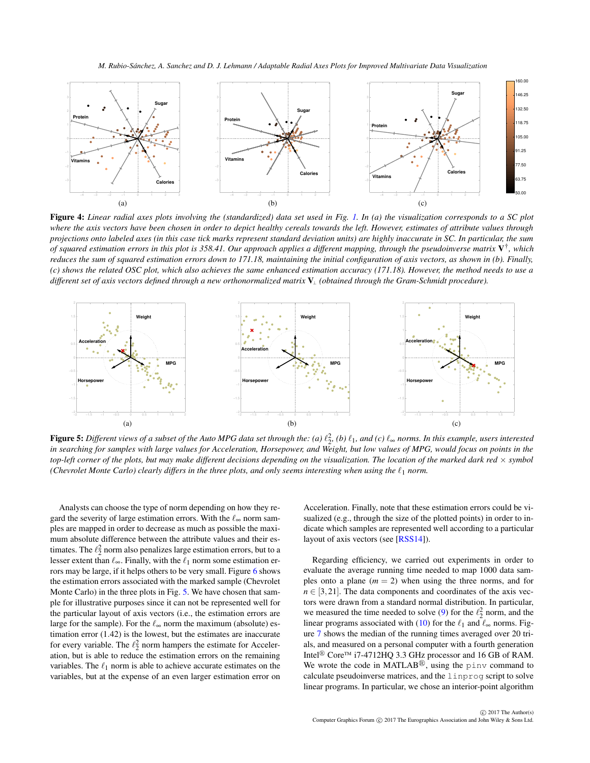**Figure 4:** *Linear radial axes plots involving the (standardized) data set used in Fig. 1. In (a) the visualization corresponds to a SC plot where the axis vectors have been chosen in order to depict healthy cereals towards the left. However, estimates of attribute values through projections onto labeled axes (in this case tick marks represent standard deviation units) are highly inaccurate in SC. In particular, the sum of squared estimation errors in this plot is 358.41. Our approach applies a different mapping, through the pseudoinverse matrix $\mathbf{V}^{\dagger}$, which reduces the sum of squared estimation errors down to 171.18, maintaining the initial configuration of axis vectors, as shown in (b). Finally, (c) shows the related OSC plot, which also achieves the same enhanced estimation accuracy (171.18). However, the method needs to use a different set of axis vectors defined through a new orthonormalized matrix $\mathbf{V}_{\perp}$ (obtained through the Gram-Schmidt procedure).*

**Figure 5:** *Different views of a subset of the Auto MPG data set through the: (a) $\ell_2^2$, (b) $\ell_1$, and (c) $\ell_\infty$ norms. In this example, users interested in searching for samples with large values for Acceleration, Horsepower, and Weight, but low values of MPG, would focus on points in the top-left corner of the plots, but may make different decisions depending on the visualization. The location of the marked dark red $\times$ symbol (Chevrolet Monte Carlo) clearly differs in the three plots, and only seems interesting when using the $\ell_1$ norm.*

Analysts can choose the type of norm depending on how they regard the severity of large estimation errors. With the $\ell_\infty$ norm samples are mapped in order to decrease as much as possible the maximum absolute difference between the attribute values and their estimates. The $\ell_2^2$ norm also penalizes large estimation errors, but to a lesser extent than $\ell_\infty$. Finally, with the $\ell_1$ norm some estimation errors may be large, if it helps others to be very small. Figure 6 shows the estimation errors associated with the marked sample (Chevrolet Monte Carlo) in the three plots in Fig. 5. We have chosen that sample for illustrative purposes since it can not be represented well for the particular layout of axis vectors (i.e., the estimation errors are large for the sample). For the $\ell_\infty$ norm the maximum (absolute) estimation error (1.42) is the lowest, but the estimates are inaccurate for every variable. The $\ell_2^2$ norm hampers the estimate for Acceleration, but is able to reduce the estimation errors on the remaining variables. The $\ell_1$ norm is able to achieve accurate estimates on the variables, but at the expense of an even larger estimation error on Acceleration. Finally, note that these estimation errors could be visualized (e.g., through the size of the plotted points) in order to indicate which samples are represented well according to a particular layout of axis vectors (see [RSS14]).

Regarding efficiency, we carried out experiments in order to evaluate the average running time needed to map 1000 data samples onto a plane ($m = 2$) when using the three norms, and for $n \in [3,21]$. The data components and coordinates of the axis vectors were drawn from a standard normal distribution. In particular, we measured the time needed to solve (9) for the $\ell_2^2$ norm, and the linear programs associated with (10) for the $\ell_1$ and $\ell_\infty$ norms. Figure 7 shows the median of the running times averaged over 20 trials, and measured on a personal computer with a fourth generation Intel® Core™ i7-4712HQ 3.3 GHz processor and 16 GB of RAM. We wrote the code in MATLAB®, using the `pinv` command to calculate pseudoinverse matrices, and the `linprog` script to solve linear programs. In particular, we chose an interior-point algorithm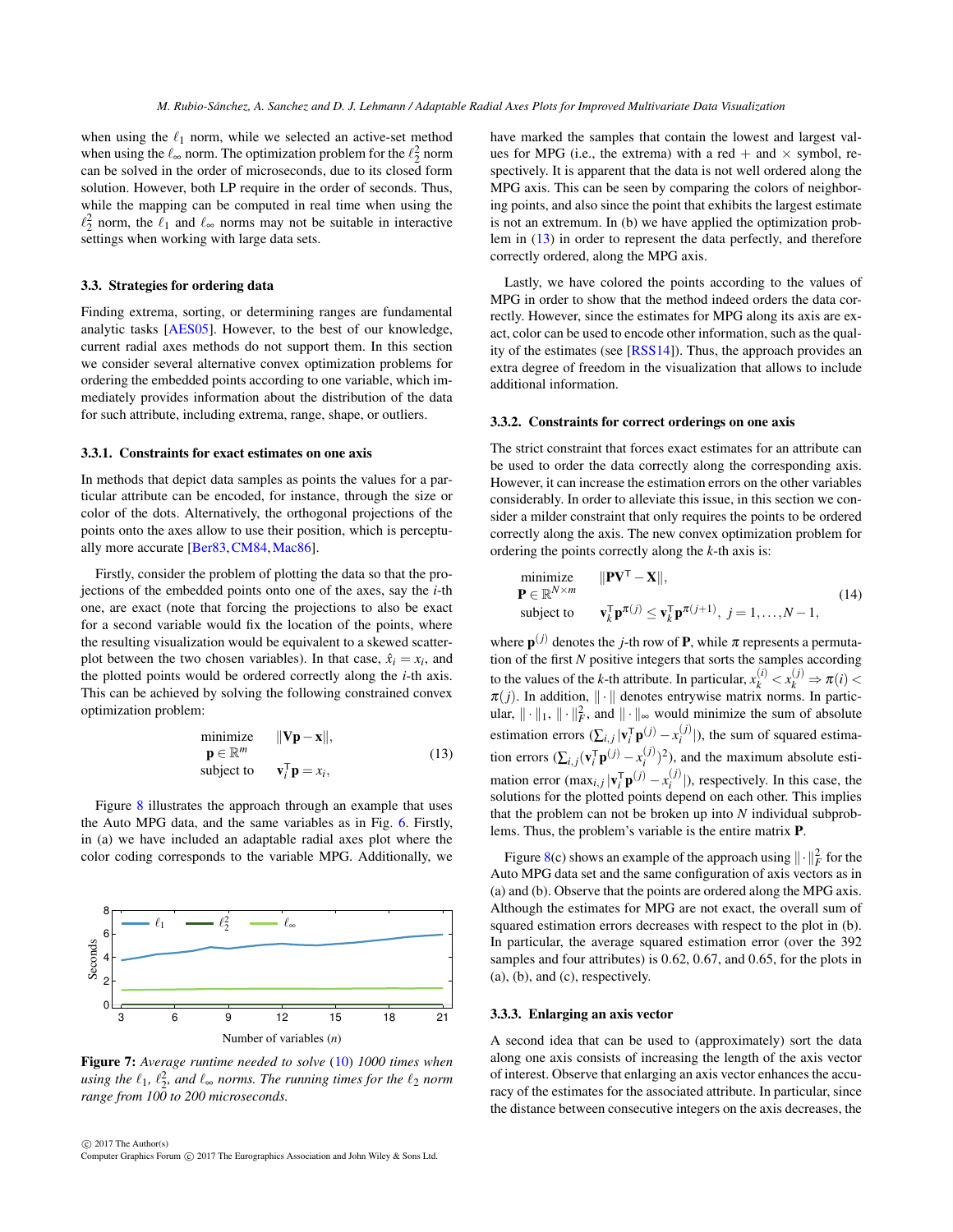when using the $\ell_1$ norm, while we selected an active-set method when using the $\ell_\infty$ norm. The optimization problem for the $\ell_2^2$ norm can be solved in the order of microseconds, due to its closed form solution. However, both LP require in the order of seconds. Thus, while the mapping can be computed in real time when using the $\ell_2^2$ norm, the $\ell_1$ and $\ell_\infty$ norms may not be suitable in interactive settings when working with large data sets.

### 3.3. Strategies for ordering data

Finding extrema, sorting, or determining ranges are fundamental analytic tasks [AES05]. However, to the best of our knowledge, current radial axes methods do not support them. In this section we consider several alternative convex optimization problems for ordering the embedded points according to one variable, which immediately provides information about the distribution of the data for such attribute, including extrema, range, shape, or outliers.

#### 3.3.1. Constraints for exact estimates on one axis

In methods that depict data samples as points the values for a particular attribute can be encoded, for instance, through the size or color of the dots. Alternatively, the orthogonal projections of the points onto the axes allow to use their position, which is perceptually more accurate [Ber83, CM84, Mac86].

Firstly, consider the problem of plotting the data so that the projections of the embedded points onto one of the axes, say the $i$-th one, are exact (note that forcing the projections to also be exact for a second variable would fix the location of the points, where the resulting visualization would be equivalent to a skewed scatterplot between the two chosen variables). In that case, $\hat{x}_i = x_i$, and the plotted points would be ordered correctly along the $i$-th axis. This can be achieved by solving the following constrained convex optimization problem:

$$\begin{aligned} \underset{\mathbf{p} \in \mathbb{R}^m}{\text{minimize}} \quad & \|\mathbf{V}\mathbf{p} - \mathbf{x}\|, \\ \text{subject to} \quad & \mathbf{v}_i^\mathsf{T}\mathbf{p} = x_i, \end{aligned} \tag{13}$$

Figure 8 illustrates the approach through an example that uses the Auto MPG data, and the same variables as in Fig. 6. Firstly, in (a) we have included an adaptable radial axes plot where the color coding corresponds to the variable MPG. Additionally, we have marked the samples that contain the lowest and largest values for MPG (i.e., the extrema) with a red + and × symbol, respectively. It is apparent that the data is not well ordered along the MPG axis. This can be seen by comparing the colors of neighboring points, and also since the point that exhibits the largest estimate is not an extremum. In (b) we have applied the optimization problem in (13) in order to represent the data perfectly, and therefore correctly ordered, along the MPG axis.

Lastly, we have colored the points according to the values of MPG in order to show that the method indeed orders the data correctly. However, since the estimates for MPG along its axis are exact, color can be used to encode other information, such as the quality of the estimates (see [RSS14]). Thus, the approach provides an extra degree of freedom in the visualization that allows to include additional information.

**Figure 7:** *Average runtime needed to solve (10) 1000 times when using the $\ell_1$, $\ell_2^2$, and $\ell_\infty$ norms. The running times for the $\ell_2$ norm range from 100 to 200 microseconds.*

#### 3.3.2. Constraints for correct orderings on one axis

The strict constraint that forces exact estimates for an attribute can be used to order the data correctly along the corresponding axis. However, it can increase the estimation errors on the other variables considerably. In order to alleviate this issue, in this section we consider a milder constraint that only requires the points to be ordered correctly along the axis. The new convex optimization problem for ordering the points correctly along the $k$-th axis is:

$$\begin{aligned} \underset{\mathbf{P} \in \mathbb{R}^{N \times m}}{\text{minimize}} \quad & \|\mathbf{P}\mathbf{V}^\mathsf{T} - \mathbf{X}\|, \\ \text{subject to} \quad & \mathbf{v}_k^\mathsf{T}\mathbf{p}^{\pi(j)} \leq \mathbf{v}_k^\mathsf{T}\mathbf{p}^{\pi(j+1)}, \; j = 1, \ldots, N-1, \end{aligned} \tag{14}$$

where $\mathbf{p}^{(j)}$ denotes the $j$-th row of $\mathbf{P}$, while $\pi$ represents a permutation of the first $N$ positive integers that sorts the samples according to the values of the $k$-th attribute. In particular, $x_k^{(i)} < x_k^{(j)} \Rightarrow \pi(i) < \pi(j)$. In addition, $\|\cdot\|$ denotes entrywise matrix norms. In particular, $\|\cdot\|_1$, $\|\cdot\|_F^2$, and $\|\cdot\|_\infty$ would minimize the sum of absolute estimation errors ($\sum_{i,j} |\mathbf{v}_i^\mathsf{T}\mathbf{p}^{(j)} - x_i^{(j)}|$), the sum of squared estimation errors ($\sum_{i,j} (\mathbf{v}_i^\mathsf{T}\mathbf{p}^{(j)} - x_i^{(j)})^2$), and the maximum absolute estimation error ($\max_{i,j} |\mathbf{v}_i^\mathsf{T}\mathbf{p}^{(j)} - x_i^{(j)}|$), respectively. In this case, the solutions for the plotted points depend on each other. This implies that the problem can not be broken up into $N$ individual subproblems. Thus, the problem's variable is the entire matrix $\mathbf{P}$.

Figure 8(c) shows an example of the approach using $\|\cdot\|_F^2$ for the Auto MPG data set and the same configuration of axis vectors as in (a) and (b). Observe that the points are ordered along the MPG axis. Although the estimates for MPG are not exact, the overall sum of squared estimation errors decreases with respect to the plot in (b). In particular, the average squared estimation error (over the 392 samples and four attributes) is 0.62, 0.67, and 0.65, for the plots in (a), (b), and (c), respectively.

#### 3.3.3. Enlarging an axis vector

A second idea that can be used to (approximately) sort the data along one axis consists of increasing the length of the axis vector of interest. Observe that enlarging an axis vector enhances the accuracy of the estimates for the associated attribute. In particular, since the distance between consecutive integers on the axis decreases, the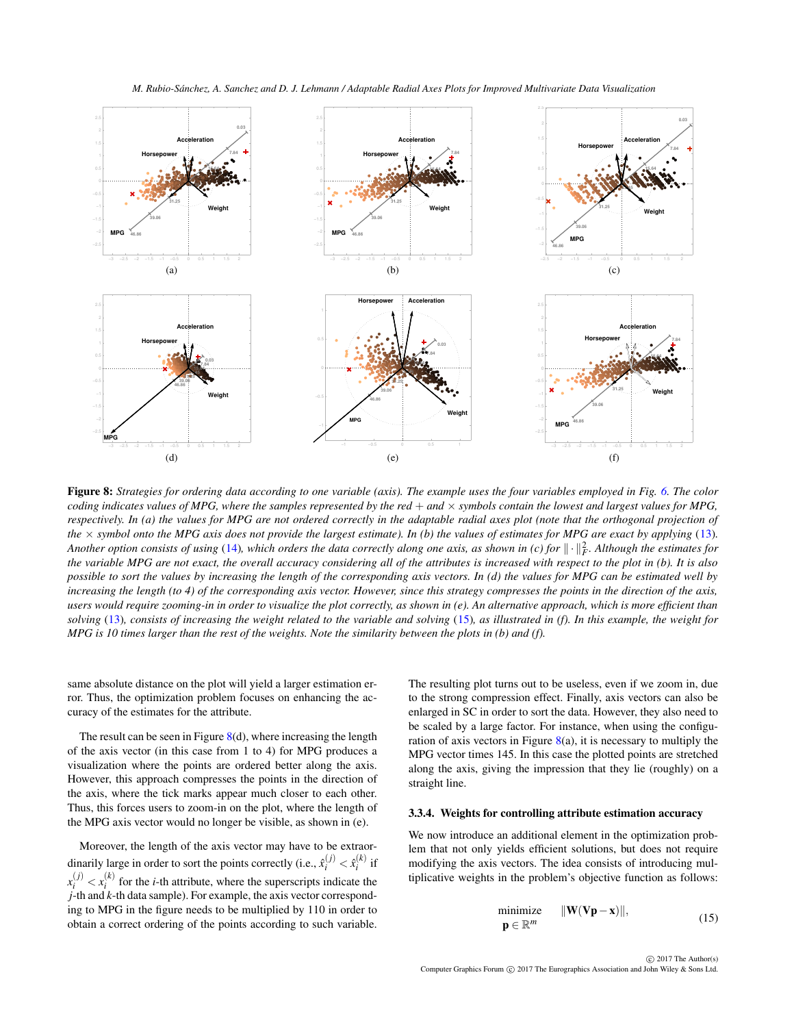**Figure 8:** *Strategies for ordering data according to one variable (axis). The example uses the four variables employed in Fig. 6. The color coding indicates values of MPG, where the samples represented by the red + and × symbols contain the lowest and largest values for MPG, respectively. In (a) the values for MPG are not ordered correctly in the adaptable radial axes plot (note that the orthogonal projection of the × symbol onto the MPG axis does not provide the largest estimate). In (b) the values of estimates for MPG are exact by applying (13). Another option consists of using (14), which orders the data correctly along one axis, as shown in (c) for $\|\cdot\|_F^2$. Although the estimates for the variable MPG are not exact, the overall accuracy considering all of the attributes is increased with respect to the plot in (b). It is also possible to sort the values by increasing the length of the corresponding axis vectors. In (d) the values for MPG can be estimated well by increasing the length (to 4) of the corresponding axis vector. However, since this strategy compresses the points in the direction of the axis, users would require zooming-in in order to visualize the plot correctly, as shown in (e). An alternative approach, which is more efficient than solving (13), consists of increasing the weight related to the variable and solving (15), as illustrated in (f). In this example, the weight for MPG is 10 times larger than the rest of the weights. Note the similarity between the plots in (b) and (f).*

same absolute distance on the plot will yield a larger estimation error. Thus, the optimization problem focuses on enhancing the accuracy of the estimates for the attribute.

The result can be seen in Figure 8(d), where increasing the length of the axis vector (in this case from 1 to 4) for MPG produces a visualization where the points are ordered better along the axis. However, this approach compresses the points in the direction of the axis, where the tick marks appear much closer to each other. Thus, this forces users to zoom-in on the plot, where the length of the MPG axis vector would no longer be visible, as shown in (e).

Moreover, the length of the axis vector may have to be extraordinarily large in order to sort the points correctly (i.e., $\hat{x}_i^{(j)} < \hat{x}_i^{(k)}$ if $x_i^{(j)} < x_i^{(k)}$ for the $i$-th attribute, where the superscripts indicate the $j$-th and $k$-th data sample). For example, the axis vector corresponding to MPG in the figure needs to be multiplied by 110 in order to obtain a correct ordering of the points according to such variable. The resulting plot turns out to be useless, even if we zoom in, due to the strong compression effect. Finally, axis vectors can also be enlarged in SC in order to sort the data. However, they also need to be scaled by a large factor. For instance, when using the configuration of axis vectors in Figure 8(a), it is necessary to multiply the MPG vector times 145. In this case the plotted points are stretched along the axis, giving the impression that they lie (roughly) on a straight line.

### 3.3.4. Weights for controlling attribute estimation accuracy

We now introduce an additional element in the optimization problem that not only yields efficient solutions, but does not require modifying the axis vectors. The idea consists of introducing multiplicative weights in the problem's objective function as follows:

$$\underset{\mathbf{p} \in \mathbb{R}^m}{\text{minimize}} \quad \|\mathbf{W}(\mathbf{V}\mathbf{p} - \mathbf{x})\|, \tag{15}$$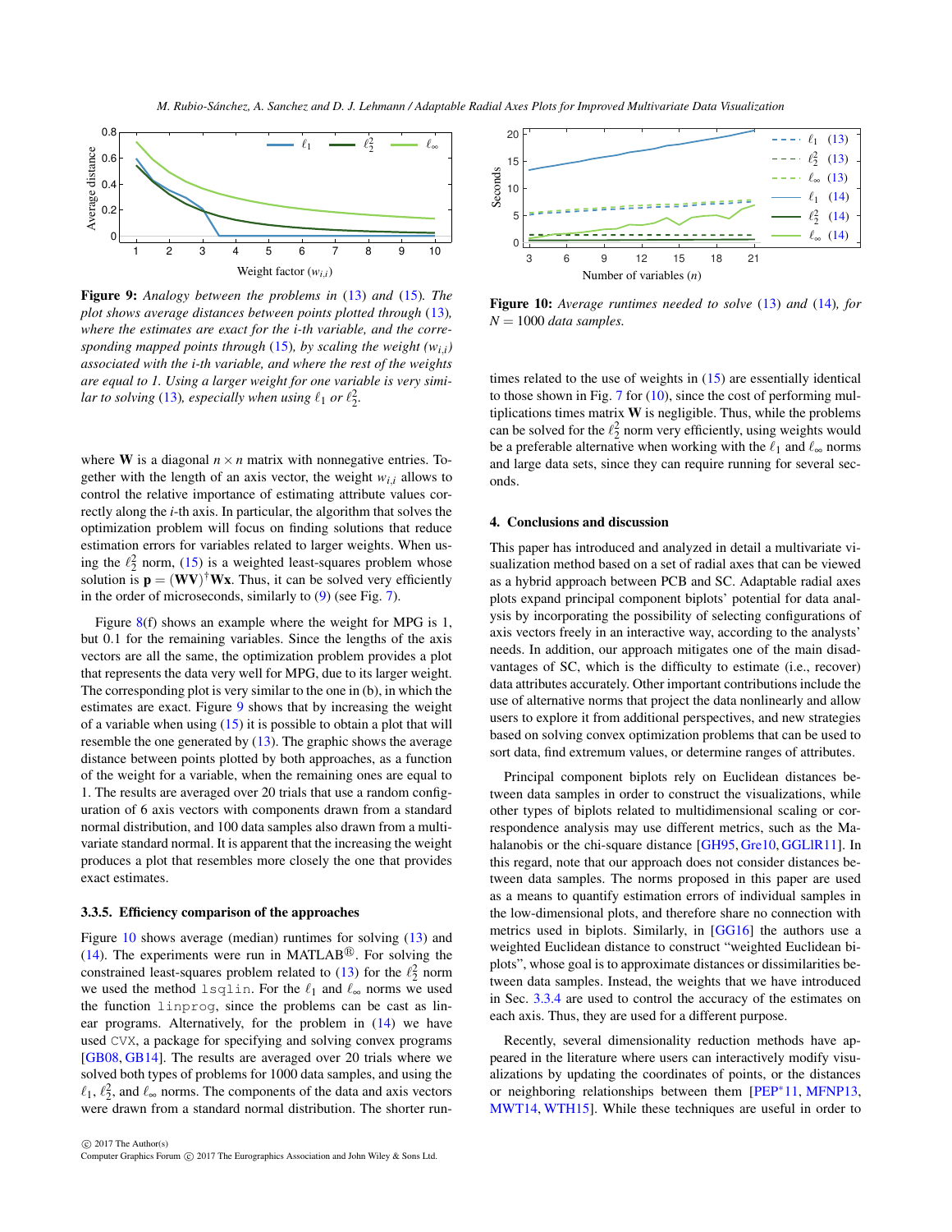Figure 9: *Analogy between the problems in (13) and (15). The plot shows average distances between points plotted through (13), where the estimates are exact for the i-th variable, and the corresponding mapped points through (15), by scaling the weight ($w_{i,i}$) associated with the i-th variable, and where the rest of the weights are equal to 1. Using a larger weight for one variable is very similar to solving (13), especially when using $\ell_1$ or $\ell_2^2$.*

where $\mathbf{W}$ is a diagonal $n \times n$ matrix with nonnegative entries. Together with the length of an axis vector, the weight $w_{i,i}$ allows to control the relative importance of estimating attribute values correctly along the $i$-th axis. In particular, the algorithm that solves the optimization problem will focus on finding solutions that reduce estimation errors for variables related to larger weights. When using the $\ell_2^2$ norm, (15) is a weighted least-squares problem whose solution is $\mathbf{p} = (\mathbf{WV})^\dagger \mathbf{Wx}$. Thus, it can be solved very efficiently in the order of microseconds, similarly to (9) (see Fig. 7).

Figure 8(f) shows an example where the weight for MPG is 1, but 0.1 for the remaining variables. Since the lengths of the axis vectors are all the same, the optimization problem provides a plot that represents the data very well for MPG, due to its larger weight. The corresponding plot is very similar to the one in (b), in which the estimates are exact. Figure 9 shows that by increasing the weight of a variable when using (15) it is possible to obtain a plot that will resemble the one generated by (13). The graphic shows the average distance between points plotted by both approaches, as a function of the weight for a variable, when the remaining ones are equal to 1. The results are averaged over 20 trials that use a random configuration of 6 axis vectors with components drawn from a standard normal distribution, and 100 data samples also drawn from a multivariate standard normal. It is apparent that the increasing the weight produces a plot that resembles more closely the one that provides exact estimates.

### 3.3.5. Efficiency comparison of the approaches

Figure 10 shows average (median) runtimes for solving (13) and (14). The experiments were run in MATLAB®. For solving the constrained least-squares problem related to (13) for the $\ell_2^2$ norm we used the method `lsqlin`. For the $\ell_1$ and $\ell_\infty$ norms we used the function `linprog`, since the problems can be cast as linear programs. Alternatively, for the problem in (14) we have used `CVX`, a package for specifying and solving convex programs [GB08, GB14]. The results are averaged over 20 trials where we solved both types of problems for 1000 data samples, and using the $\ell_1$, $\ell_2^2$, and $\ell_\infty$ norms. The components of the data and axis vectors were drawn from a standard normal distribution. The shorter runtimes related to the use of weights in (15) are essentially identical to those shown in Fig. 7 for (10), since the cost of performing multiplications times matrix $\mathbf{W}$ is negligible. Thus, while the problems can be solved for the $\ell_2^2$ norm very efficiently, using weights would be a preferable alternative when working with the $\ell_1$ and $\ell_\infty$ norms and large data sets, since they can require running for several seconds.

Figure 10: *Average runtimes needed to solve (13) and (14), for $N = 1000$ data samples.*

## 4. Conclusions and discussion

This paper has introduced and analyzed in detail a multivariate visualization method based on a set of radial axes that can be viewed as a hybrid approach between PCB and SC. Adaptable radial axes plots expand principal component biplots' potential for data analysis by incorporating the possibility of selecting configurations of axis vectors freely in an interactive way, according to the analysts' needs. In addition, our approach mitigates one of the main disadvantages of SC, which is the difficulty to estimate (i.e., recover) data attributes accurately. Other important contributions include the use of alternative norms that project the data nonlinearly and allow users to explore it from additional perspectives, and new strategies based on solving convex optimization problems that can be used to sort data, find extremum values, or determine ranges of attributes.

Principal component biplots rely on Euclidean distances between data samples in order to construct the visualizations, while other types of biplots related to multidimensional scaling or correspondence analysis may use different metrics, such as the Mahalanobis or the chi-square distance [GH95, Gre10, GGLlR11]. In this regard, note that our approach does not consider distances between data samples. The norms proposed in this paper are used as a means to quantify estimation errors of individual samples in the low-dimensional plots, and therefore share no connection with metrics used in biplots. Similarly, in [GG16] the authors use a weighted Euclidean distance to construct "weighted Euclidean biplots", whose goal is to approximate distances or dissimilarities between data samples. Instead, the weights that we have introduced in Sec. 3.3.4 are used to control the accuracy of the estimates on each axis. Thus, they are used for a different purpose.

Recently, several dimensionality reduction methods have appeared in the literature where users can interactively modify visualizations by updating the coordinates of points, or the distances or neighboring relationships between them [PEP*11, MFNP13, MWT14, WTH15]. While these techniques are useful in order to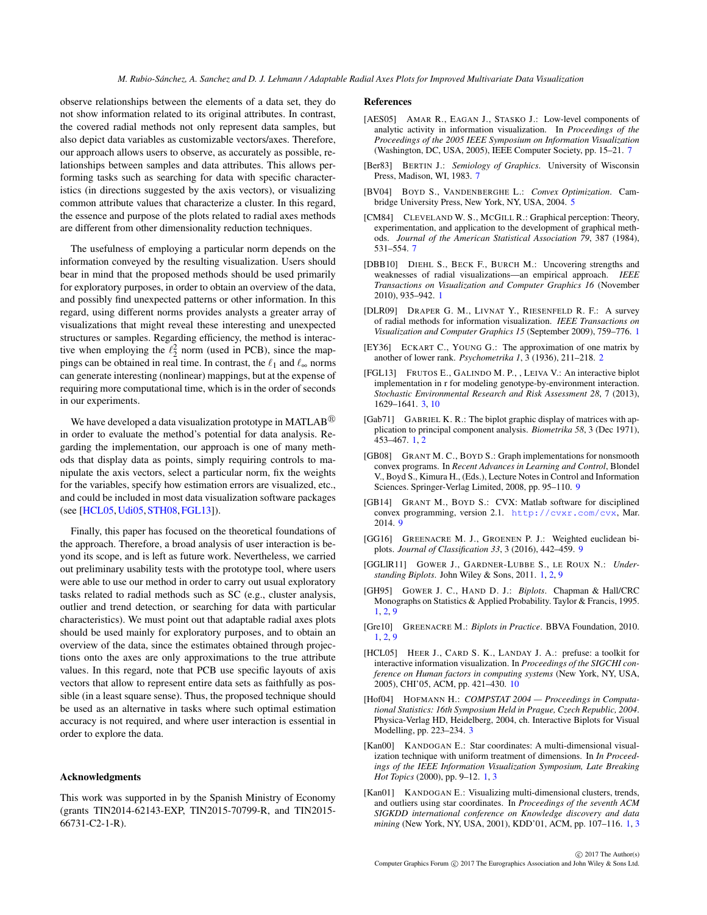observe relationships between the elements of a data set, they do not show information related to its original attributes. In contrast, the covered radial methods not only represent data samples, but also depict data variables as customizable vectors/axes. Therefore, our approach allows users to observe, as accurately as possible, relationships between samples and data attributes. This allows performing tasks such as searching for data with specific characteristics (in directions suggested by the axis vectors), or visualizing common attribute values that characterize a cluster. In this regard, the essence and purpose of the plots related to radial axes methods are different from other dimensionality reduction techniques.

The usefulness of employing a particular norm depends on the information conveyed by the resulting visualization. Users should bear in mind that the proposed methods should be used primarily for exploratory purposes, in order to obtain an overview of the data, and possibly find unexpected patterns or other information. In this regard, using different norms provides analysts a greater array of visualizations that might reveal these interesting and unexpected structures or samples. Regarding efficiency, the method is interactive when employing the $\ell_2^2$ norm (used in PCB), since the mappings can be obtained in real time. In contrast, the $\ell_1$ and $\ell_\infty$ norms can generate interesting (nonlinear) mappings, but at the expense of requiring more computational time, which is in the order of seconds in our experiments.

We have developed a data visualization prototype in MATLAB® in order to evaluate the method's potential for data analysis. Regarding the implementation, our approach is one of many methods that display data as points, simply requiring controls to manipulate the axis vectors, select a particular norm, fix the weights for the variables, specify how estimation errors are visualized, etc., and could be included in most data visualization software packages (see [HCL05, Udi05, STH08, FGL13]).

Finally, this paper has focused on the theoretical foundations of the approach. Therefore, a broad analysis of user interaction is beyond its scope, and is left as future work. Nevertheless, we carried out preliminary usability tests with the prototype tool, where users were able to use our method in order to carry out usual exploratory tasks related to radial methods such as SC (e.g., cluster analysis, outlier and trend detection, or searching for data with particular characteristics). We must point out that adaptable radial axes plots should be used mainly for exploratory purposes, and to obtain an overview of the data, since the estimates obtained through projections onto the axes are only approximations to the true attribute values. In this regard, note that PCB use specific layouts of axis vectors that allow to represent entire data sets as faithfully as possible (in a least square sense). Thus, the proposed technique should be used as an alternative in tasks where such optimal estimation accuracy is not required, and where user interaction is essential in order to explore the data.

## Acknowledgments

This work was supported in by the Spanish Ministry of Economy (grants TIN2014-62143-EXP, TIN2015-70799-R, and TIN2015-66731-C2-1-R).

## References

[AES05] AMAR R., EAGAN J., STASKO J.: Low-level components of analytic activity in information visualization. In *Proceedings of the Proceedings of the 2005 IEEE Symposium on Information Visualization* (Washington, DC, USA, 2005), IEEE Computer Society, pp. 15–21. 7

[Ber83] BERTIN J.: *Semiology of Graphics*. University of Wisconsin Press, Madison, WI, 1983. 7

[BV04] BOYD S., VANDENBERGHE L.: *Convex Optimization*. Cambridge University Press, New York, NY, USA, 2004. 5

[CM84] CLEVELAND W. S., MCGILL R.: Graphical perception: Theory, experimentation, and application to the development of graphical methods. *Journal of the American Statistical Association 79*, 387 (1984), 531–554. 7

[DBB10] DIEHL S., BECK F., BURCH M.: Uncovering strengths and weaknesses of radial visualizations—an empirical approach. *IEEE Transactions on Visualization and Computer Graphics 16* (November 2010), 935–942. 1

[DLR09] DRAPER G. M., LIVNAT Y., RIESENFELD R. F.: A survey of radial methods for information visualization. *IEEE Transactions on Visualization and Computer Graphics 15* (September 2009), 759–776. 1

[EY36] ECKART C., YOUNG G.: The approximation of one matrix by another of lower rank. *Psychometrika 1*, 3 (1936), 211–218. 2

[FGL13] FRUTOS E., GALINDO M. P., , LEIVA V.: An interactive biplot implementation in r for modeling genotype-by-environment interaction. *Stochastic Environmental Research and Risk Assessment 28*, 7 (2013), 1629–1641. 3, 10

[Gab71] GABRIEL K. R.: The biplot graphic display of matrices with application to principal component analysis. *Biometrika 58*, 3 (Dec 1971), 453–467. 1, 2

[GB08] GRANT M. C., BOYD S.: Graph implementations for nonsmooth convex programs. In *Recent Advances in Learning and Control*, Blondel V., Boyd S., Kimura H., (Eds.), Lecture Notes in Control and Information Sciences. Springer-Verlag Limited, 2008, pp. 95–110. 9

[GB14] GRANT M., BOYD S.: CVX: Matlab software for disciplined convex programming, version 2.1. http://cvxr.com/cvx, Mar. 2014. 9

[GG16] GREENACRE M. J., GROENEN P. J.: Weighted euclidean biplots. *Journal of Classification 33*, 3 (2016), 442–459. 9

[GGLlR11] GOWER J., GARDNER-LUBBE S., LE ROUX N.: *Understanding Biplots*. John Wiley & Sons, 2011. 1, 2, 9

[GH95] GOWER J. C., HAND D. J.: *Biplots*. Chapman & Hall/CRC Monographs on Statistics & Applied Probability. Taylor & Francis, 1995. 1, 2, 9

[Gre10] GREENACRE M.: *Biplots in Practice*. BBVA Foundation, 2010. 1, 2, 9

[HCL05] HEER J., CARD S. K., LANDAY J. A.: prefuse: a toolkit for interactive information visualization. In *Proceedings of the SIGCHI conference on Human factors in computing systems* (New York, NY, USA, 2005), CHI'05, ACM, pp. 421–430. 10

[Hof04] HOFMANN H.: *COMPSTAT 2004 — Proceedings in Computational Statistics: 16th Symposium Held in Prague, Czech Republic, 2004*. Physica-Verlag HD, Heidelberg, 2004, ch. Interactive Biplots for Visual Modelling, pp. 223–234. 3

[Kan00] KANDOGAN E.: Star coordinates: A multi-dimensional visualization technique with uniform treatment of dimensions. In *In Proceedings of the IEEE Information Visualization Symposium, Late Breaking Hot Topics* (2000), pp. 9–12. 1, 3

[Kan01] KANDOGAN E.: Visualizing multi-dimensional clusters, trends, and outliers using star coordinates. In *Proceedings of the seventh ACM SIGKDD international conference on Knowledge discovery and data mining* (New York, NY, USA, 2001), KDD'01, ACM, pp. 107–116. 1, 3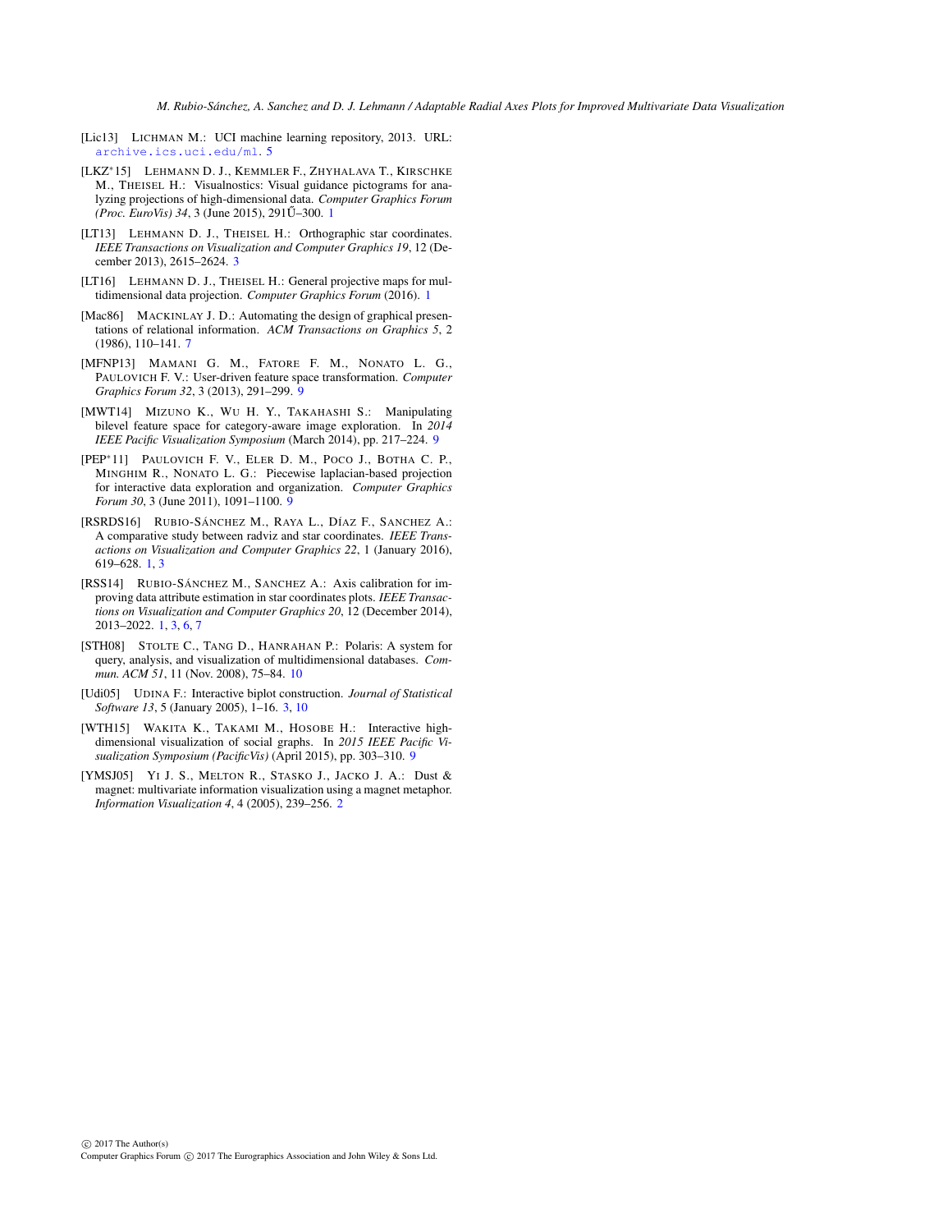[Lic13] LICHMAN M.: UCI machine learning repository, 2013. URL: archive.ics.uci.edu/ml. 5

[LKZ*15] LEHMANN D. J., KEMMLER F., ZHYHALAVA T., KIRSCHKE M., THEISEL H.: Visualnostics: Visual guidance pictograms for analyzing projections of high-dimensional data. *Computer Graphics Forum (Proc. EuroVis) 34*, 3 (June 2015), 291Ű–300. 1

[LT13] LEHMANN D. J., THEISEL H.: Orthographic star coordinates. *IEEE Transactions on Visualization and Computer Graphics 19*, 12 (December 2013), 2615–2624. 3

[LT16] LEHMANN D. J., THEISEL H.: General projective maps for multidimensional data projection. *Computer Graphics Forum* (2016). 1

[Mac86] MACKINLAY J. D.: Automating the design of graphical presentations of relational information. *ACM Transactions on Graphics 5*, 2 (1986), 110–141. 7

[MFNP13] MAMANI G. M., FATORE F. M., NONATO L. G., PAULOVICH F. V.: User-driven feature space transformation. *Computer Graphics Forum 32*, 3 (2013), 291–299. 9

[MWT14] MIZUNO K., WU H. Y., TAKAHASHI S.: Manipulating bilevel feature space for category-aware image exploration. In *2014 IEEE Pacific Visualization Symposium* (March 2014), pp. 217–224. 9

[PEP*11] PAULOVICH F. V., ELER D. M., POCO J., BOTHA C. P., MINGHIM R., NONATO L. G.: Piecewise laplacian-based projection for interactive data exploration and organization. *Computer Graphics Forum 30*, 3 (June 2011), 1091–1100. 9

[RSRDS16] RUBIO-SÁNCHEZ M., RAYA L., DÍAZ F., SANCHEZ A.: A comparative study between radviz and star coordinates. *IEEE Transactions on Visualization and Computer Graphics 22*, 1 (January 2016), 619–628. 1, 3

[RSS14] RUBIO-SÁNCHEZ M., SANCHEZ A.: Axis calibration for improving data attribute estimation in star coordinates plots. *IEEE Transactions on Visualization and Computer Graphics 20*, 12 (December 2014), 2013–2022. 1, 3, 6, 7

[STH08] STOLTE C., TANG D., HANRAHAN P.: Polaris: A system for query, analysis, and visualization of multidimensional databases. *Commun. ACM 51*, 11 (Nov. 2008), 75–84. 10

[Udi05] UDINA F.: Interactive biplot construction. *Journal of Statistical Software 13*, 5 (January 2005), 1–16. 3, 10

[WTH15] WAKITA K., TAKAMI M., HOSOBE H.: Interactive high-dimensional visualization of social graphs. In *2015 IEEE Pacific Visualization Symposium (PacificVis)* (April 2015), pp. 303–310. 9

[YMSJ05] YI J. S., MELTON R., STASKO J., JACKO J. A.: Dust & magnet: multivariate information visualization using a magnet metaphor. *Information Visualization 4*, 4 (2005), 239–256. 2